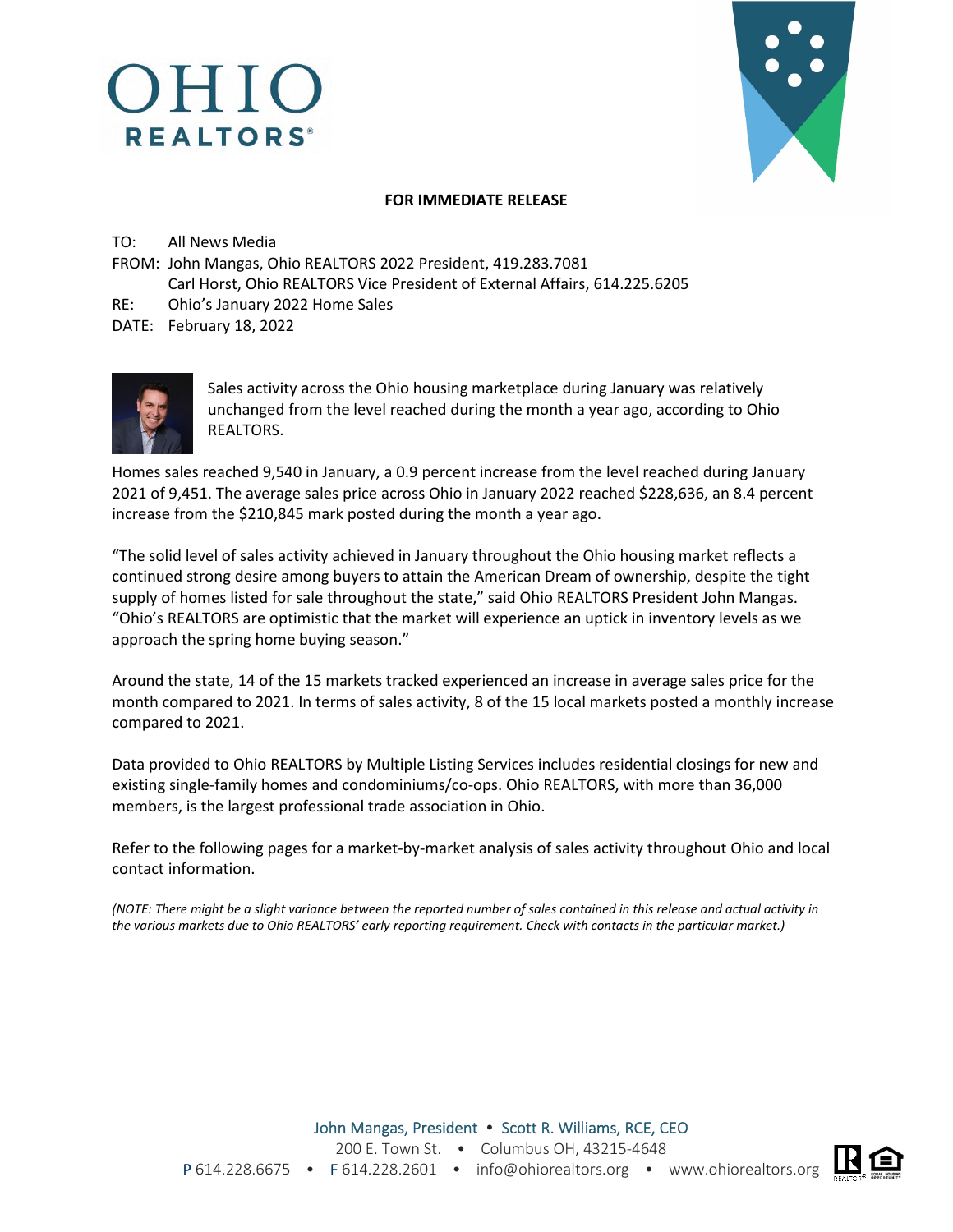# OHIO REALTORS®

**FOR IMMEDIATE RELEASE**

TO: All News Media
FROM: John Mangas, Ohio REALTORS 2022 President, 419.283.7081
Carl Horst, Ohio REALTORS Vice President of External Affairs, 614.225.6205
RE: Ohio's January 2022 Home Sales
DATE: February 18, 2022

Sales activity across the Ohio housing marketplace during January was relatively unchanged from the level reached during the month a year ago, according to Ohio REALTORS.

Homes sales reached 9,540 in January, a 0.9 percent increase from the level reached during January 2021 of 9,451. The average sales price across Ohio in January 2022 reached $228,636, an 8.4 percent increase from the $210,845 mark posted during the month a year ago.

"The solid level of sales activity achieved in January throughout the Ohio housing market reflects a continued strong desire among buyers to attain the American Dream of ownership, despite the tight supply of homes listed for sale throughout the state," said Ohio REALTORS President John Mangas. "Ohio's REALTORS are optimistic that the market will experience an uptick in inventory levels as we approach the spring home buying season."

Around the state, 14 of the 15 markets tracked experienced an increase in average sales price for the month compared to 2021. In terms of sales activity, 8 of the 15 local markets posted a monthly increase compared to 2021.

Data provided to Ohio REALTORS by Multiple Listing Services includes residential closings for new and existing single-family homes and condominiums/co-ops. Ohio REALTORS, with more than 36,000 members, is the largest professional trade association in Ohio.

Refer to the following pages for a market-by-market analysis of sales activity throughout Ohio and local contact information.

*(NOTE: There might be a slight variance between the reported number of sales contained in this release and actual activity in the various markets due to Ohio REALTORS' early reporting requirement. Check with contacts in the particular market.)*

John Mangas, President • Scott R. Williams, RCE, CEO
200 E. Town St. • Columbus OH, 43215-4648
P 614.228.6675 • F 614.228.2601 • info@ohiorealtors.org • www.ohiorealtors.org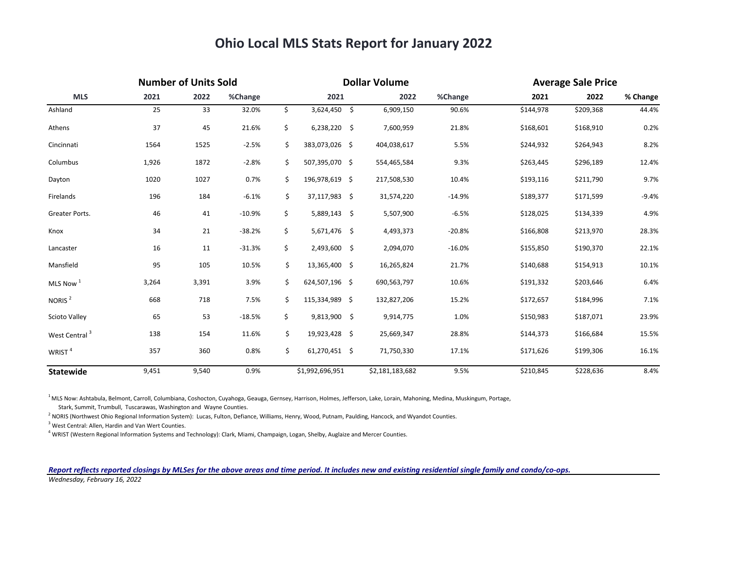# Ohio Local MLS Stats Report for January 2022

| | Number of Units Sold | | | Dollar Volume | | | Average Sale Price | | |
|---|---|---|---|---|---|---|---|---|---|
| MLS | 2021 | 2022 | %Change | 2021 | 2022 | %Change | 2021 | 2022 | % Change |
| Ashland | 25 | 33 | 32.0% | $ 3,624,450 | $ 6,909,150 | 90.6% | $144,978 | $209,368 | 44.4% |
| Athens | 37 | 45 | 21.6% | $ 6,238,220 | $ 7,600,959 | 21.8% | $168,601 | $168,910 | 0.2% |
| Cincinnati | 1564 | 1525 | -2.5% | $ 383,073,026 | $ 404,038,617 | 5.5% | $244,932 | $264,943 | 8.2% |
| Columbus | 1,926 | 1872 | -2.8% | $ 507,395,070 | $ 554,465,584 | 9.3% | $263,445 | $296,189 | 12.4% |
| Dayton | 1020 | 1027 | 0.7% | $ 196,978,619 | $ 217,508,530 | 10.4% | $193,116 | $211,790 | 9.7% |
| Firelands | 196 | 184 | -6.1% | $ 37,117,983 | $ 31,574,220 | -14.9% | $189,377 | $171,599 | -9.4% |
| Greater Ports. | 46 | 41 | -10.9% | $ 5,889,143 | $ 5,507,900 | -6.5% | $128,025 | $134,339 | 4.9% |
| Knox | 34 | 21 | -38.2% | $ 5,671,476 | $ 4,493,373 | -20.8% | $166,808 | $213,970 | 28.3% |
| Lancaster | 16 | 11 | -31.3% | $ 2,493,600 | $ 2,094,070 | -16.0% | $155,850 | $190,370 | 22.1% |
| Mansfield | 95 | 105 | 10.5% | $ 13,365,400 | $ 16,265,824 | 21.7% | $140,688 | $154,913 | 10.1% |
| MLS Now [1] | 3,264 | 3,391 | 3.9% | $ 624,507,196 | $ 690,563,797 | 10.6% | $191,332 | $203,646 | 6.4% |
| NORIS [2] | 668 | 718 | 7.5% | $ 115,334,989 | $ 132,827,206 | 15.2% | $172,657 | $184,996 | 7.1% |
| Scioto Valley | 65 | 53 | -18.5% | $ 9,813,900 | $ 9,914,775 | 1.0% | $150,983 | $187,071 | 23.9% |
| West Central [3] | 138 | 154 | 11.6% | $ 19,923,428 | $ 25,669,347 | 28.8% | $144,373 | $166,684 | 15.5% |
| WRIST [4] | 357 | 360 | 0.8% | $ 61,270,451 | $ 71,750,330 | 17.1% | $171,626 | $199,306 | 16.1% |
| **Statewide** | 9,451 | 9,540 | 0.9% | $1,992,696,951 | $2,181,183,682 | 9.5% | $210,845 | $228,636 | 8.4% |

[1] MLS Now: Ashtabula, Belmont, Carroll, Columbiana, Coshocton, Cuyahoga, Geauga, Gernsey, Harrison, Holmes, Jefferson, Lake, Lorain, Mahoning, Medina, Muskingum, Portage, Stark, Summit, Trumbull, Tuscarawas, Washington and Wayne Counties.

[2] NORIS (Northwest Ohio Regional Information System): Lucas, Fulton, Defiance, Williams, Henry, Wood, Putnam, Paulding, Hancock, and Wyandot Counties.

[3] West Central: Allen, Hardin and Van Wert Counties.

[4] WRIST (Western Regional Information Systems and Technology): Clark, Miami, Champaign, Logan, Shelby, Auglaize and Mercer Counties.

***Report reflects reported closings by MLSes for the above areas and time period. It includes new and existing residential single family and condo/co-ops.***

*Wednesday, February 16, 2022*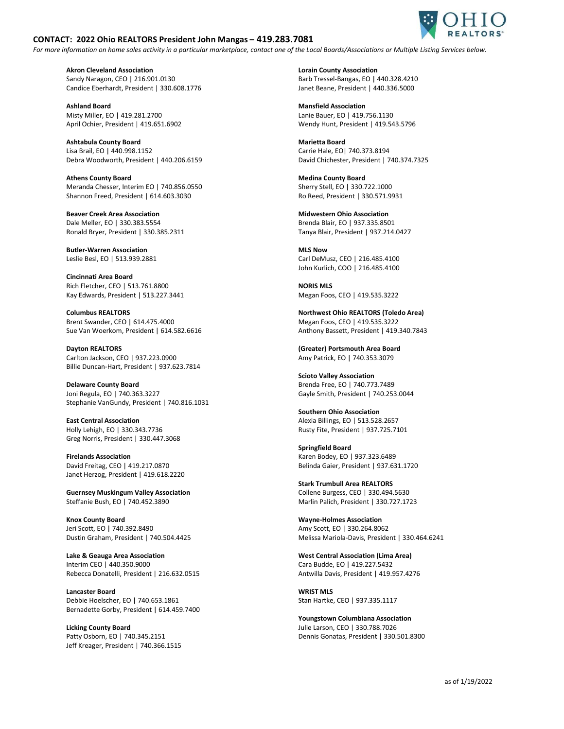**CONTACT: 2022 Ohio REALTORS President John Mangas – 419.283.7081**

*For more information on home sales activity in a particular marketplace, contact one of the Local Boards/Associations or Multiple Listing Services below.*

**Akron Cleveland Association**
Sandy Naragon, CEO | 216.901.0130
Candice Eberhardt, President | 330.608.1776

**Ashland Board**
Misty Miller, EO | 419.281.2700
April Ochier, President | 419.651.6902

**Ashtabula County Board**
Lisa Brail, EO | 440.998.1152
Debra Woodworth, President | 440.206.6159

**Athens County Board**
Meranda Chesser, Interim EO | 740.856.0550
Shannon Freed, President | 614.603.3030

**Beaver Creek Area Association**
Dale Meller, EO | 330.383.5554
Ronald Bryer, President | 330.385.2311

**Butler-Warren Association**
Leslie Besl, EO | 513.939.2881

**Cincinnati Area Board**
Rich Fletcher, CEO | 513.761.8800
Kay Edwards, President | 513.227.3441

**Columbus REALTORS**
Brent Swander, CEO | 614.475.4000
Sue Van Woerkom, President | 614.582.6616

**Dayton REALTORS**
Carlton Jackson, CEO | 937.223.0900
Billie Duncan-Hart, President | 937.623.7814

**Delaware County Board**
Joni Regula, EO | 740.363.3227
Stephanie VanGundy, President | 740.816.1031

**East Central Association**
Holly Lehigh, EO | 330.343.7736
Greg Norris, President | 330.447.3068

**Firelands Association**
David Freitag, CEO | 419.217.0870
Janet Herzog, President | 419.618.2220

**Guernsey Muskingum Valley Association**
Steffanie Bush, EO | 740.452.3890

**Knox County Board**
Jeri Scott, EO | 740.392.8490
Dustin Graham, President | 740.504.4425

**Lake & Geauga Area Association**
Interim CEO | 440.350.9000
Rebecca Donatelli, President | 216.632.0515

**Lancaster Board**
Debbie Hoelscher, EO | 740.653.1861
Bernadette Gorby, President | 614.459.7400

**Licking County Board**
Patty Osborn, EO | 740.345.2151
Jeff Kreager, President | 740.366.1515

**Lorain County Association**
Barb Tressel-Bangas, EO | 440.328.4210
Janet Beane, President | 440.336.5000

**Mansfield Association**
Lanie Bauer, EO | 419.756.1130
Wendy Hunt, President | 419.543.5796

**Marietta Board**
Carrie Hale, EO| 740.373.8194
David Chichester, President | 740.374.7325

**Medina County Board**
Sherry Stell, EO | 330.722.1000
Ro Reed, President | 330.571.9931

**Midwestern Ohio Association**
Brenda Blair, EO | 937.335.8501
Tanya Blair, President | 937.214.0427

**MLS Now**
Carl DeMusz, CEO | 216.485.4100
John Kurlich, COO | 216.485.4100

**NORIS MLS**
Megan Foos, CEO | 419.535.3222

**Northwest Ohio REALTORS (Toledo Area)**
Megan Foos, CEO | 419.535.3222
Anthony Bassett, President | 419.340.7843

**(Greater) Portsmouth Area Board**
Amy Patrick, EO | 740.353.3079

**Scioto Valley Association**
Brenda Free, EO | 740.773.7489
Gayle Smith, President | 740.253.0044

**Southern Ohio Association**
Alexia Billings, EO | 513.528.2657
Rusty Fite, President | 937.725.7101

**Springfield Board**
Karen Bodey, EO | 937.323.6489
Belinda Gaier, President | 937.631.1720

**Stark Trumbull Area REALTORS**
Collene Burgess, CEO | 330.494.5630
Marlin Palich, President | 330.727.1723

**Wayne-Holmes Association**
Amy Scott, EO | 330.264.8062
Melissa Mariola-Davis, President | 330.464.6241

**West Central Association (Lima Area)**
Cara Budde, EO | 419.227.5432
Antwilla Davis, President | 419.957.4276

**WRIST MLS**
Stan Hartke, CEO | 937.335.1117

**Youngstown Columbiana Association**
Julie Larson, CEO | 330.788.7026
Dennis Gonatas, President | 330.501.8300

as of 1/19/2022